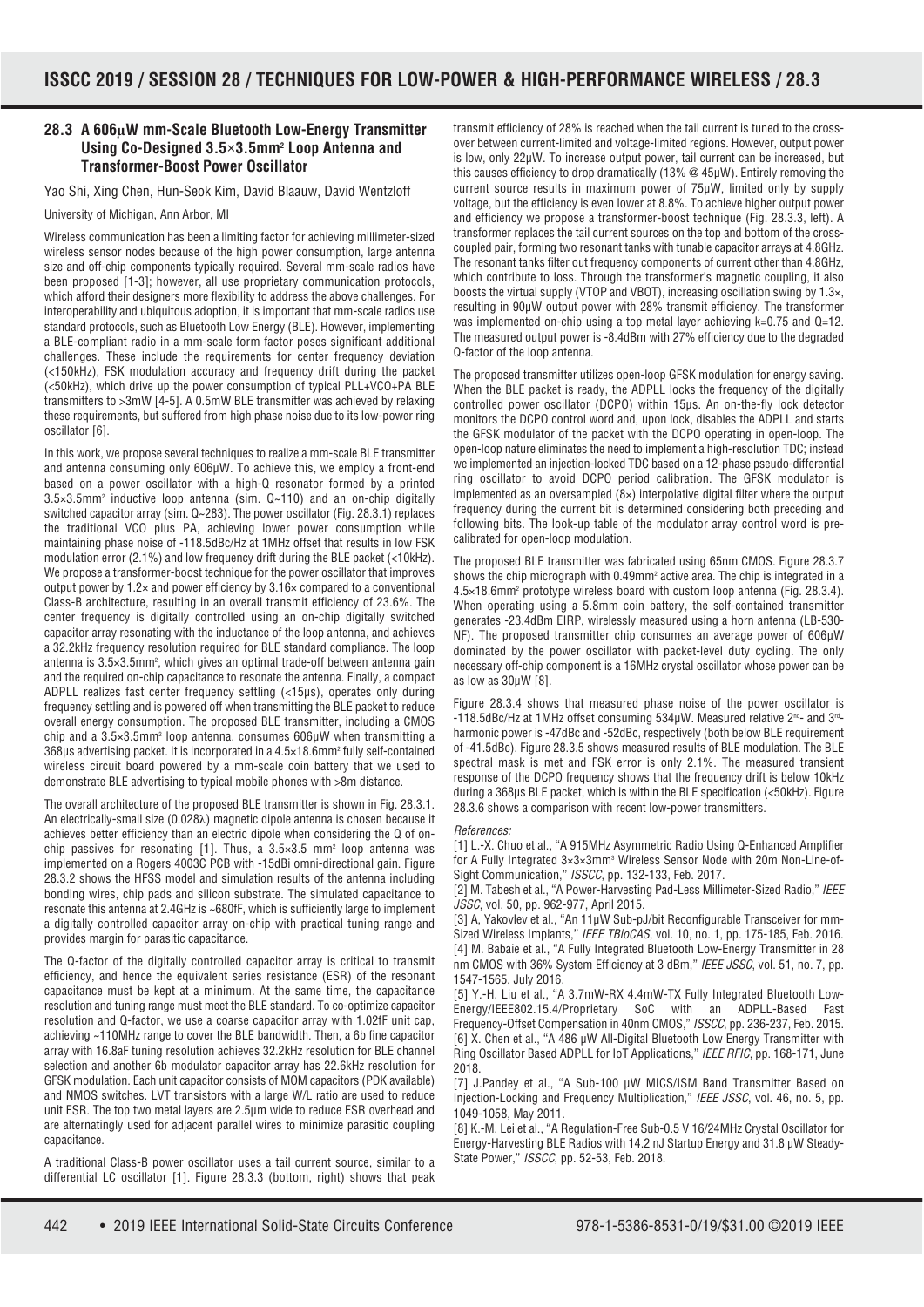## 28.3 A 606μW mm-Scale Bluetooth Low-Energy Transmitter Using Co-Designed 3.5×3.5mm² Loop Antenna and Transformer-Boost Power Oscillator

Yao Shi, Xing Chen, Hun-Seok Kim, David Blaauw, David Wentzloff

University of Michigan, Ann Arbor, MI

Wireless communication has been a limiting factor for achieving millimeter-sized wireless sensor nodes because of the high power consumption, large antenna size and off-chip components typically required. Several mm-scale radios have been proposed [1-3]; however, all use proprietary communication protocols, which afford their designers more flexibility to address the above challenges. For interoperability and ubiquitous adoption, it is important that mm-scale radios use standard protocols, such as Bluetooth Low Energy (BLE). However, implementing a BLE-compliant radio in a mm-scale form factor poses significant additional challenges. These include the requirements for center frequency deviation (<150kHz), FSK modulation accuracy and frequency drift during the packet (<50kHz), which drive up the power consumption of typical PLL+VCO+PA BLE transmitters to >3mW [4-5]. A 0.5mW BLE transmitter was achieved by relaxing these requirements, but suffered from high phase noise due to its low-power ring oscillator [6].

In this work, we propose several techniques to realize a mm-scale BLE transmitter and antenna consuming only 606μW. To achieve this, we employ a front-end based on a power oscillator with a high-Q resonator formed by a printed 3.5×3.5mm² inductive loop antenna (sim. Q~110) and an on-chip digitally switched capacitor array (sim. Q~283). The power oscillator (Fig. 28.3.1) replaces the traditional VCO plus PA, achieving lower power consumption while maintaining phase noise of -118.5dBc/Hz at 1MHz offset that results in low FSK modulation error (2.1%) and low frequency drift during the BLE packet (<10kHz). We propose a transformer-boost technique for the power oscillator that improves output power by 1.2× and power efficiency by 3.16× compared to a conventional Class-B architecture, resulting in an overall transmit efficiency of 23.6%. The center frequency is digitally controlled using an on-chip digitally switched capacitor array resonating with the inductance of the loop antenna, and achieves a 32.2kHz frequency resolution required for BLE standard compliance. The loop antenna is 3.5×3.5mm², which gives an optimal trade-off between antenna gain and the required on-chip capacitance to resonate the antenna. Finally, a compact ADPLL realizes fast center frequency settling (<15μs), operates only during frequency settling and is powered off when transmitting the BLE packet to reduce overall energy consumption. The proposed BLE transmitter, including a CMOS chip and a 3.5×3.5mm² loop antenna, consumes 606μW when transmitting a 368μs advertising packet. It is incorporated in a 4.5×18.6mm² fully self-contained wireless circuit board powered by a mm-scale coin battery that we used to demonstrate BLE advertising to typical mobile phones with >8m distance.

The overall architecture of the proposed BLE transmitter is shown in Fig. 28.3.1. An electrically-small size (0.028λ) magnetic dipole antenna is chosen because it achieves better efficiency than an electric dipole when considering the Q of on-chip passives for resonating [1]. Thus, a 3.5×3.5 mm² loop antenna was implemented on a Rogers 4003C PCB with -15dBi omni-directional gain. Figure 28.3.2 shows the HFSS model and simulation results of the antenna including bonding wires, chip pads and silicon substrate. The simulated capacitance to resonate this antenna at 2.4GHz is ~680fF, which is sufficiently large to implement a digitally controlled capacitor array on-chip with practical tuning range and provides margin for parasitic capacitance.

The Q-factor of the digitally controlled capacitor array is critical to transmit efficiency, and hence the equivalent series resistance (ESR) of the resonant capacitance must be kept at a minimum. At the same time, the capacitance resolution and tuning range must meet the BLE standard. To co-optimize capacitor resolution and Q-factor, we use a coarse capacitor array with 1.02fF unit cap, achieving ~110MHz range to cover the BLE bandwidth. Then, a 6b fine capacitor array with 16.8aF tuning resolution achieves 32.2kHz resolution for BLE channel selection and another 6b modulator capacitor array has 22.6kHz resolution for GFSK modulation. Each unit capacitor consists of MOM capacitors (PDK available) and NMOS switches. LVT transistors with a large W/L ratio are used to reduce unit ESR. The top two metal layers are 2.5μm wide to reduce ESR overhead and are alternatingly used for adjacent parallel wires to minimize parasitic coupling capacitance.

A traditional Class-B power oscillator uses a tail current source, similar to a differential LC oscillator [1]. Figure 28.3.3 (bottom, right) shows that peak transmit efficiency of 28% is reached when the tail current is tuned to the cross-over between current-limited and voltage-limited regions. However, output power is low, only 22μW. To increase output power, tail current can be increased, but this causes efficiency to drop dramatically (13% @ 45μW). Entirely removing the current source results in maximum power of 75μW, limited only by supply voltage, but the efficiency is even lower at 8.8%. To achieve higher output power and efficiency we propose a transformer-boost technique (Fig. 28.3.3, left). A transformer replaces the tail current sources on the top and bottom of the cross-coupled pair, forming two resonant tanks with tunable capacitor arrays at 4.8GHz. The resonant tanks filter out frequency components of current other than 4.8GHz, which contribute to loss. Through the transformer's magnetic coupling, it also boosts the virtual supply (VTOP and VBOT), increasing oscillation swing by 1.3×, resulting in 90μW output power with 28% transmit efficiency. The transformer was implemented on-chip using a top metal layer achieving k=0.75 and Q=12. The measured output power is -8.4dBm with 27% efficiency due to the degraded Q-factor of the loop antenna.

The proposed transmitter utilizes open-loop GFSK modulation for energy saving. When the BLE packet is ready, the ADPLL locks the frequency of the digitally controlled power oscillator (DCPO) within 15μs. An on-the-fly lock detector monitors the DCPO control word and, upon lock, disables the ADPLL and starts the GFSK modulator of the packet with the DCPO operating in open-loop. The open-loop nature eliminates the need to implement a high-resolution TDC; instead we implemented an injection-locked TDC based on a 12-phase pseudo-differential ring oscillator to avoid DCPO period calibration. The GFSK modulator is implemented as an oversampled (8×) interpolative digital filter where the output frequency during the current bit is determined considering both preceding and following bits. The look-up table of the modulator array control word is pre-calibrated for open-loop modulation.

The proposed BLE transmitter was fabricated using 65nm CMOS. Figure 28.3.7 shows the chip micrograph with 0.49mm² active area. The chip is integrated in a 4.5×18.6mm² prototype wireless board with custom loop antenna (Fig. 28.3.4). When operating using a 5.8mm coin battery, the self-contained transmitter generates -23.4dBm EIRP, wirelessly measured using a horn antenna (LB-530-NF). The proposed transmitter chip consumes an average power of 606μW dominated by the power oscillator with packet-level duty cycling. The only necessary off-chip component is a 16MHz crystal oscillator whose power can be as low as 30μW [8].

Figure 28.3.4 shows that measured phase noise of the power oscillator is -118.5dBc/Hz at 1MHz offset consuming 534μW. Measured relative 2nd- and 3rd-harmonic power is -47dBc and -52dBc, respectively (both below BLE requirement of -41.5dBc). Figure 28.3.5 shows measured results of BLE modulation. The BLE spectral mask is met and FSK error is only 2.1%. The measured transient response of the DCPO frequency shows that the frequency drift is below 10kHz during a 368μs BLE packet, which is within the BLE specification (<50kHz). Figure 28.3.6 shows a comparison with recent low-power transmitters.

*References:*

[1] L.-X. Chuo et al., "A 915MHz Asymmetric Radio Using Q-Enhanced Amplifier for A Fully Integrated 3×3×3mm³ Wireless Sensor Node with 20m Non-Line-of-Sight Communication," *ISSCC*, pp. 132-133, Feb. 2017.

[2] M. Tabesh et al., "A Power-Harvesting Pad-Less Millimeter-Sized Radio," *IEEE JSSC*, vol. 50, pp. 962-977, April 2015.

[3] A, Yakovlev et al., "An 11μW Sub-pJ/bit Reconfigurable Transceiver for mm-Sized Wireless Implants," *IEEE TBioCAS*, vol. 10, no. 1, pp. 175-185, Feb. 2016.

[4] M. Babaie et al., "A Fully Integrated Bluetooth Low-Energy Transmitter in 28 nm CMOS with 36% System Efficiency at 3 dBm," *IEEE JSSC*, vol. 51, no. 7, pp. 1547-1565, July 2016.

[5] Y.-H. Liu et al., "A 3.7mW-RX 4.4mW-TX Fully Integrated Bluetooth Low-Energy/IEEE802.15.4/Proprietary SoC with an ADPLL-Based Fast Frequency-Offset Compensation in 40nm CMOS," *ISSCC*, pp. 236-237, Feb. 2015.

[6] X. Chen et al., "A 486 μW All-Digital Bluetooth Low Energy Transmitter with Ring Oscillator Based ADPLL for IoT Applications," *IEEE RFIC*, pp. 168-171, June 2018.

[7] J.Pandey et al., "A Sub-100 μW MICS/ISM Band Transmitter Based on Injection-Locking and Frequency Multiplication," *IEEE JSSC*, vol. 46, no. 5, pp. 1049-1058, May 2011.

[8] K.-M. Lei et al., "A Regulation-Free Sub-0.5 V 16/24MHz Crystal Oscillator for Energy-Harvesting BLE Radios with 14.2 nJ Startup Energy and 31.8 μW Steady-State Power," *ISSCC*, pp. 52-53, Feb. 2018.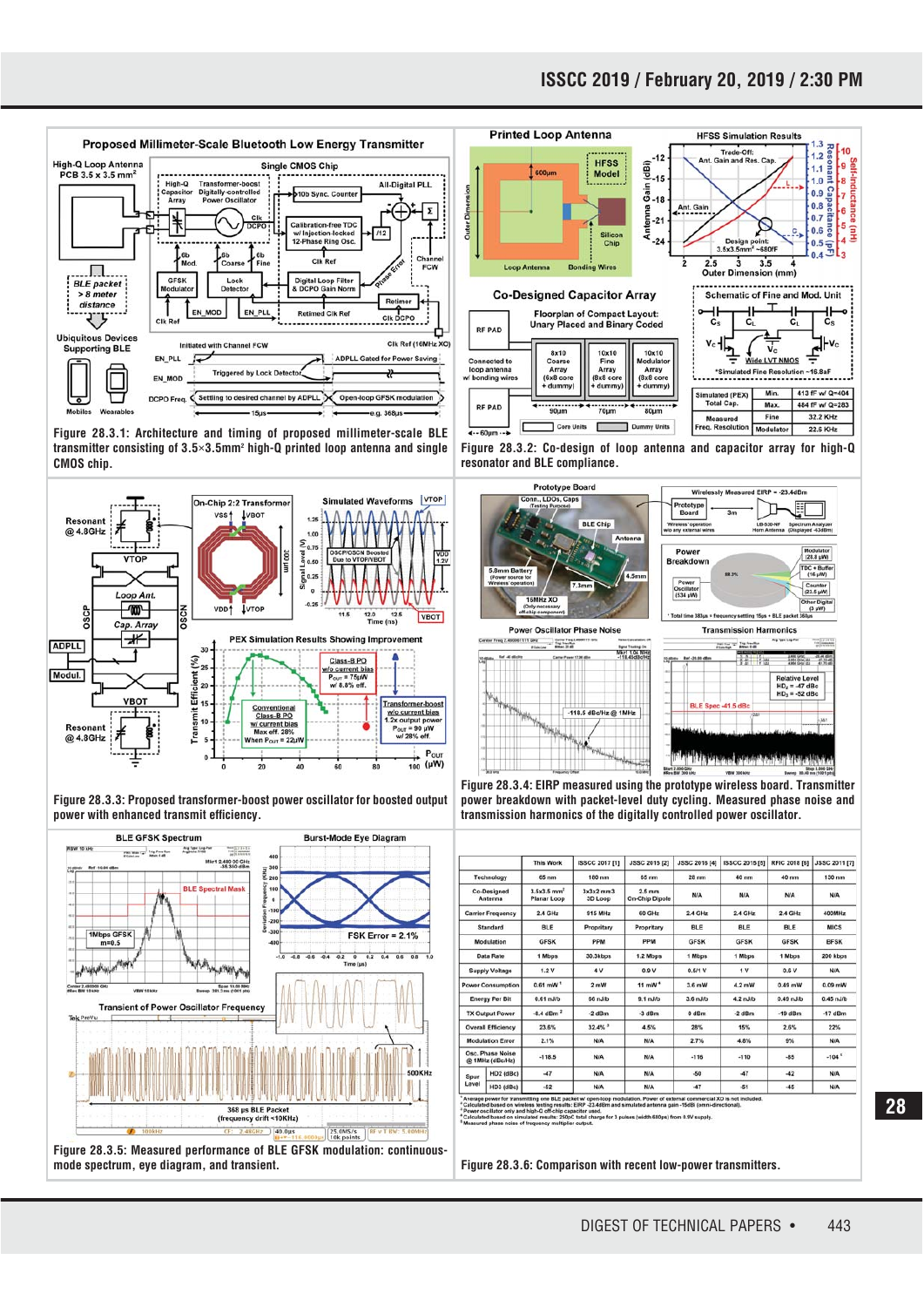Figure 28.3.1: Architecture and timing of proposed millimeter-scale BLE transmitter consisting of 3.5×3.5mm² high-Q printed loop antenna and single CMOS chip.

Figure 28.3.2: Co-design of loop antenna and capacitor array for high-Q resonator and BLE compliance.

Figure 28.3.3: Proposed transformer-boost power oscillator for boosted output power with enhanced transmit efficiency.

Figure 28.3.4: EIRP measured using the prototype wireless board. Transmitter power breakdown with packet-level duty cycling. Measured phase noise and transmission harmonics of the digitally controlled power oscillator.

Figure 28.3.5: Measured performance of BLE GFSK modulation: continuous-mode spectrum, eye diagram, and transient.

| | | This Work | ISSCC 2017 [1] | JSSC 2015 [2] | JSSC 2016 [4] | ISSCC 2015 [5] | RFIC 2018 [6] | JSSC 2011 [7] |
|---|---|---|---|---|---|---|---|---|
| Technology | | 65 nm | 180 nm | 65 nm | 28 nm | 40 nm | 40 nm | 130 nm |
| Co-Designed Antenna | | 3.5x3.5 mm² Planar Loop | 3x3x2 mm3 3D Loop | 2.5 mm On-Chip Dipole | N/A | N/A | N/A | N/A |
| Carrier Frequency | | 2.4 GHz | 915 MHz | 60 GHz | 2.4 GHz | 2.4 GHz | 2.4 GHz | 400MHz |
| Standard | | BLE | Propriety | Propriety | BLE | BLE | BLE | MICS |
| Modulation | | GFSK | PPM | PPM | GFSK | GFSK | GFSK | BFSK |
| Data Rate | | 1 Mbps | 30.3kbps | 1.2 Mbps | 1 Mbps | 1 Mbps | 1 Mbps | 200 kbps |
| Supply Voltage | | 1.2 V | 4 V | 0.9 V | 0.5/1 V | 1 V | 0.5 V | N/A |
| Power Consumption | | 0.61 mW ¹ | 2 mW | 11 mW ⁴ | 3.6 mW | 4.2 mW | 0.49 mW | 0.09 mW |
| Energy Per Bit | | 0.61 nJ/b | 66 nJ/b | 9.1 nJ/b | 3.6 nJ/b | 4.2 nJ/b | 0.49 nJ/b | 0.45 nJ/b |
| TX Output Power | | -8.4 dBm ² | -2 dBm | -3 dBm | 0 dBm | -2 dBm | -19 dBm | -17 dBm |
| Overall Efficiency | | 23.6% | 32.4% ³ | 4.5% | 28% | 15% | 2.5% | 22% |
| Modulation Error | | 2.1% | N/A | N/A | 2.7% | 4.8% | 5% | N/A |
| Osc. Phase Noise @ 1MHz (dBc/Hz) | | -118.5 | N/A | N/A | -116 | -110 | -85 | -104 ⁵ |
| Spur Level | HD2 (dBc) | -47 | N/A | N/A | -50 | -47 | -42 | N/A |
| | HD3 (dBc) | -52 | N/A | N/A | -47 | -51 | -46 | N/A |

¹ Average power for transmitting one BLE packet w/ open-loop modulation. Power of external commercial XO is not included.
² Calculated based on wireless testing results: ERIP -23.4dBm and simulated antenna gain -15dBi (omni-directional).
³ Power oscillator only and high-Q off-chip capacitor used.
⁴ Calculated based on simulated results: 250pC total charge for 3 pulses (width 600ps) from 0.9V supply.
⁵ Measured phase noise of frequency multiplier output.

Figure 28.3.6: Comparison with recent low-power transmitters.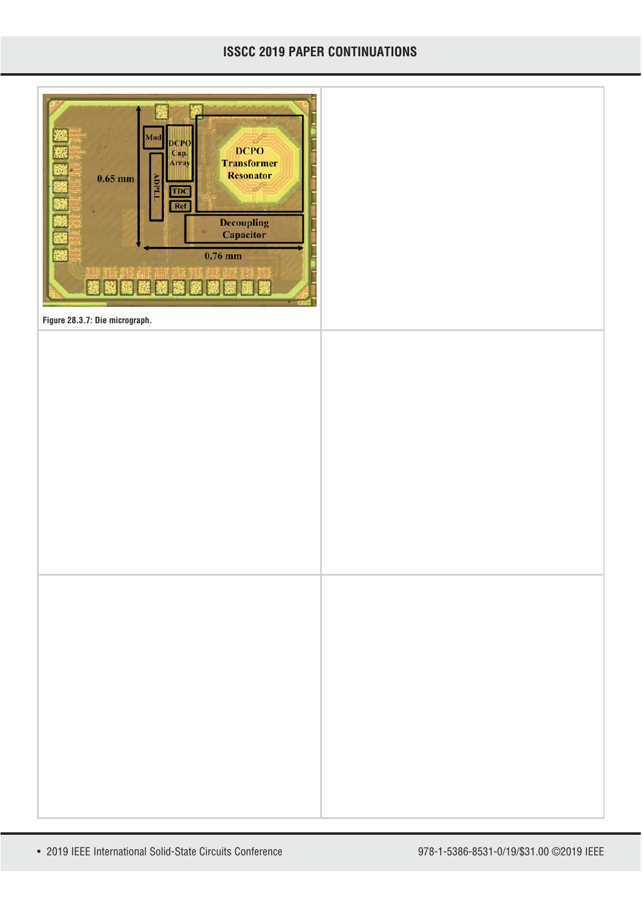Mod

DCPO Cap. Array

DCPO Transformer Resonator

0.65 mm

ADPLL

TDC

Ref

Decoupling Capacitor

0.76 mm

Figure 28.3.7: Die micrograph.